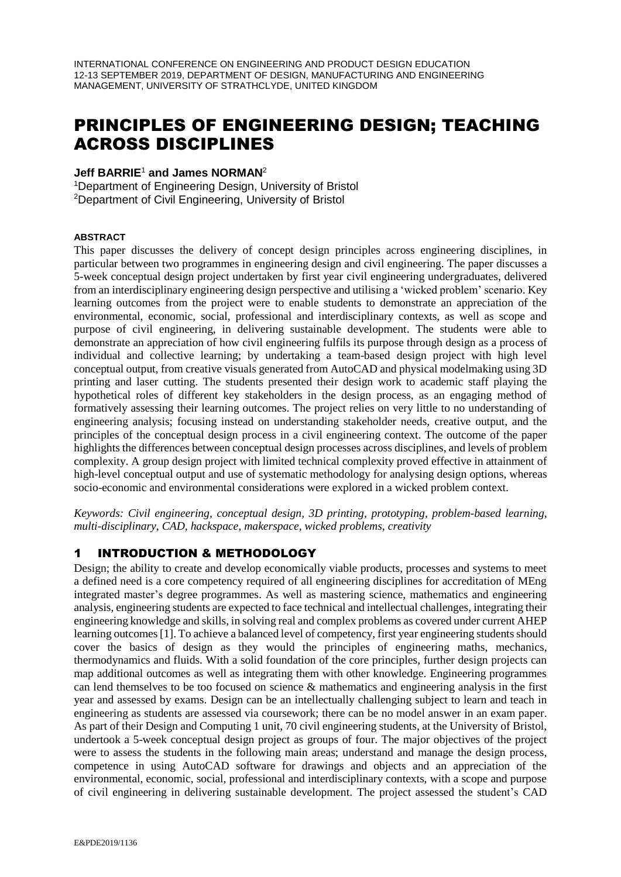INTERNATIONAL CONFERENCE ON ENGINEERING AND PRODUCT DESIGN EDUCATION
12-13 SEPTEMBER 2019, DEPARTMENT OF DESIGN, MANUFACTURING AND ENGINEERING MANAGEMENT, UNIVERSITY OF STRATHCLYDE, UNITED KINGDOM

# PRINCIPLES OF ENGINEERING DESIGN; TEACHING ACROSS DISCIPLINES

**Jeff BARRIE**[1] **and James NORMAN**[2]

[1]Department of Engineering Design, University of Bristol
[2]Department of Civil Engineering, University of Bristol

#### ABSTRACT

This paper discusses the delivery of concept design principles across engineering disciplines, in particular between two programmes in engineering design and civil engineering. The paper discusses a 5-week conceptual design project undertaken by first year civil engineering undergraduates, delivered from an interdisciplinary engineering design perspective and utilising a 'wicked problem' scenario. Key learning outcomes from the project were to enable students to demonstrate an appreciation of the environmental, economic, social, professional and interdisciplinary contexts, as well as scope and purpose of civil engineering, in delivering sustainable development. The students were able to demonstrate an appreciation of how civil engineering fulfils its purpose through design as a process of individual and collective learning; by undertaking a team-based design project with high level conceptual output, from creative visuals generated from AutoCAD and physical modelmaking using 3D printing and laser cutting. The students presented their design work to academic staff playing the hypothetical roles of different key stakeholders in the design process, as an engaging method of formatively assessing their learning outcomes. The project relies on very little to no understanding of engineering analysis; focusing instead on understanding stakeholder needs, creative output, and the principles of the conceptual design process in a civil engineering context. The outcome of the paper highlights the differences between conceptual design processes across disciplines, and levels of problem complexity. A group design project with limited technical complexity proved effective in attainment of high-level conceptual output and use of systematic methodology for analysing design options, whereas socio-economic and environmental considerations were explored in a wicked problem context.

*Keywords: Civil engineering, conceptual design, 3D printing, prototyping, problem-based learning, multi-disciplinary, CAD, hackspace, makerspace, wicked problems, creativity*

## 1 INTRODUCTION & METHODOLOGY

Design; the ability to create and develop economically viable products, processes and systems to meet a defined need is a core competency required of all engineering disciplines for accreditation of MEng integrated master's degree programmes. As well as mastering science, mathematics and engineering analysis, engineering students are expected to face technical and intellectual challenges, integrating their engineering knowledge and skills, in solving real and complex problems as covered under current AHEP learning outcomes [1]. To achieve a balanced level of competency, first year engineering students should cover the basics of design as they would the principles of engineering maths, mechanics, thermodynamics and fluids. With a solid foundation of the core principles, further design projects can map additional outcomes as well as integrating them with other knowledge. Engineering programmes can lend themselves to be too focused on science & mathematics and engineering analysis in the first year and assessed by exams. Design can be an intellectually challenging subject to learn and teach in engineering as students are assessed via coursework; there can be no model answer in an exam paper. As part of their Design and Computing 1 unit, 70 civil engineering students, at the University of Bristol, undertook a 5-week conceptual design project as groups of four. The major objectives of the project were to assess the students in the following main areas; understand and manage the design process, competence in using AutoCAD software for drawings and objects and an appreciation of the environmental, economic, social, professional and interdisciplinary contexts, with a scope and purpose of civil engineering in delivering sustainable development. The project assessed the student's CAD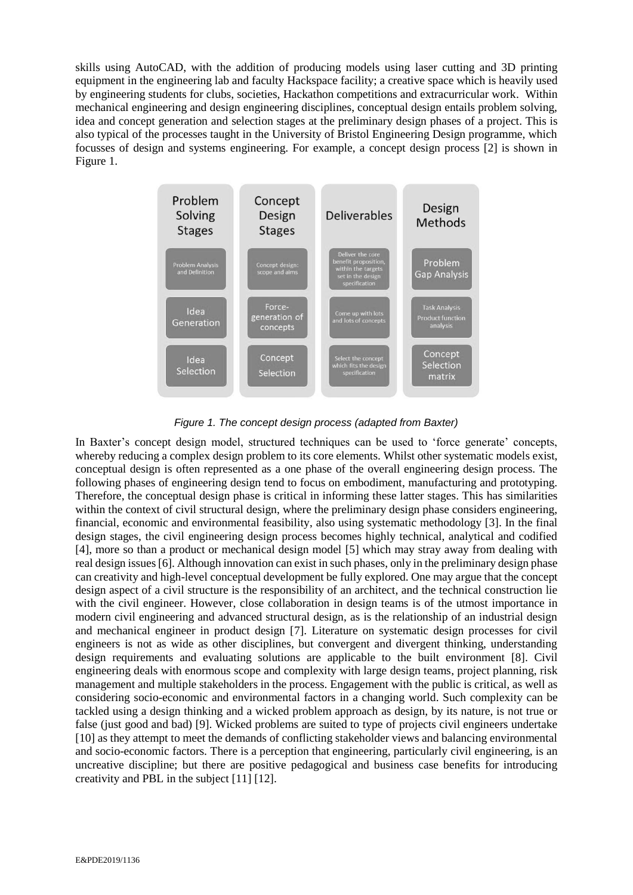skills using AutoCAD, with the addition of producing models using laser cutting and 3D printing equipment in the engineering lab and faculty Hackspace facility; a creative space which is heavily used by engineering students for clubs, societies, Hackathon competitions and extracurricular work. Within mechanical engineering and design engineering disciplines, conceptual design entails problem solving, idea and concept generation and selection stages at the preliminary design phases of a project. This is also typical of the processes taught in the University of Bristol Engineering Design programme, which focusses of design and systems engineering. For example, a concept design process [2] is shown in Figure 1.

Problem Solving Stages

Problem Analysis and Definition

Idea Generation

Idea Selection

Concept Design Stages

Concept design: scope and aims

Force-generation of concepts

Concept Selection

Deliverables

Deliver the core benefit proposition, within the targets set in the design specification

Come up with lots and lots of concepts

Select the concept which fits the design specification

Design Methods

Problem Gap Analysis

Task Analysis

Product function analysis

Concept Selection matrix

*Figure 1. The concept design process (adapted from Baxter)*

In Baxter's concept design model, structured techniques can be used to 'force generate' concepts, whereby reducing a complex design problem to its core elements. Whilst other systematic models exist, conceptual design is often represented as a one phase of the overall engineering design process. The following phases of engineering design tend to focus on embodiment, manufacturing and prototyping. Therefore, the conceptual design phase is critical in informing these latter stages. This has similarities within the context of civil structural design, where the preliminary design phase considers engineering, financial, economic and environmental feasibility, also using systematic methodology [3]. In the final design stages, the civil engineering design process becomes highly technical, analytical and codified [4], more so than a product or mechanical design model [5] which may stray away from dealing with real design issues [6]. Although innovation can exist in such phases, only in the preliminary design phase can creativity and high-level conceptual development be fully explored. One may argue that the concept design aspect of a civil structure is the responsibility of an architect, and the technical construction lie with the civil engineer. However, close collaboration in design teams is of the utmost importance in modern civil engineering and advanced structural design, as is the relationship of an industrial design and mechanical engineer in product design [7]. Literature on systematic design processes for civil engineers is not as wide as other disciplines, but convergent and divergent thinking, understanding design requirements and evaluating solutions are applicable to the built environment [8]. Civil engineering deals with enormous scope and complexity with large design teams, project planning, risk management and multiple stakeholders in the process. Engagement with the public is critical, as well as considering socio-economic and environmental factors in a changing world. Such complexity can be tackled using a design thinking and a wicked problem approach as design, by its nature, is not true or false (just good and bad) [9]. Wicked problems are suited to type of projects civil engineers undertake [10] as they attempt to meet the demands of conflicting stakeholder views and balancing environmental and socio-economic factors. There is a perception that engineering, particularly civil engineering, is an uncreative discipline; but there are positive pedagogical and business case benefits for introducing creativity and PBL in the subject [11] [12].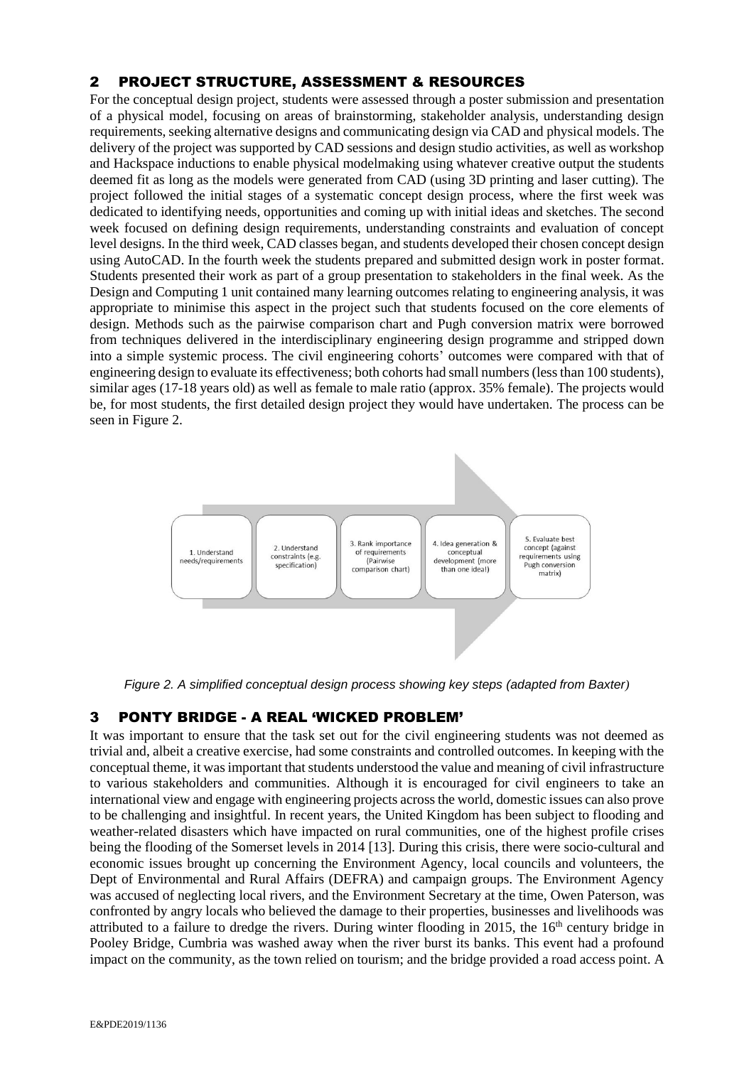## 2 PROJECT STRUCTURE, ASSESSMENT & RESOURCES

For the conceptual design project, students were assessed through a poster submission and presentation of a physical model, focusing on areas of brainstorming, stakeholder analysis, understanding design requirements, seeking alternative designs and communicating design via CAD and physical models. The delivery of the project was supported by CAD sessions and design studio activities, as well as workshop and Hackspace inductions to enable physical modelmaking using whatever creative output the students deemed fit as long as the models were generated from CAD (using 3D printing and laser cutting). The project followed the initial stages of a systematic concept design process, where the first week was dedicated to identifying needs, opportunities and coming up with initial ideas and sketches. The second week focused on defining design requirements, understanding constraints and evaluation of concept level designs. In the third week, CAD classes began, and students developed their chosen concept design using AutoCAD. In the fourth week the students prepared and submitted design work in poster format. Students presented their work as part of a group presentation to stakeholders in the final week. As the Design and Computing 1 unit contained many learning outcomes relating to engineering analysis, it was appropriate to minimise this aspect in the project such that students focused on the core elements of design. Methods such as the pairwise comparison chart and Pugh conversion matrix were borrowed from techniques delivered in the interdisciplinary engineering design programme and stripped down into a simple systemic process. The civil engineering cohorts' outcomes were compared with that of engineering design to evaluate its effectiveness; both cohorts had small numbers (less than 100 students), similar ages (17-18 years old) as well as female to male ratio (approx. 35% female). The projects would be, for most students, the first detailed design project they would have undertaken. The process can be seen in Figure 2.

1. Understand needs/requirements
2. Understand constraints (e.g. specification)
3. Rank importance of requirements (Pairwise comparison chart)
4. Idea generation & conceptual development (more than one ideal)
5. Evaluate best concept (against requirements using Pugh conversion matrix)

*Figure 2. A simplified conceptual design process showing key steps (adapted from Baxter)*

## 3 PONTY BRIDGE - A REAL 'WICKED PROBLEM'

It was important to ensure that the task set out for the civil engineering students was not deemed as trivial and, albeit a creative exercise, had some constraints and controlled outcomes. In keeping with the conceptual theme, it was important that students understood the value and meaning of civil infrastructure to various stakeholders and communities. Although it is encouraged for civil engineers to take an international view and engage with engineering projects across the world, domestic issues can also prove to be challenging and insightful. In recent years, the United Kingdom has been subject to flooding and weather-related disasters which have impacted on rural communities, one of the highest profile crises being the flooding of the Somerset levels in 2014 [13]. During this crisis, there were socio-cultural and economic issues brought up concerning the Environment Agency, local councils and volunteers, the Dept of Environmental and Rural Affairs (DEFRA) and campaign groups. The Environment Agency was accused of neglecting local rivers, and the Environment Secretary at the time, Owen Paterson, was confronted by angry locals who believed the damage to their properties, businesses and livelihoods was attributed to a failure to dredge the rivers. During winter flooding in 2015, the 16th century bridge in Pooley Bridge, Cumbria was washed away when the river burst its banks. This event had a profound impact on the community, as the town relied on tourism; and the bridge provided a road access point. A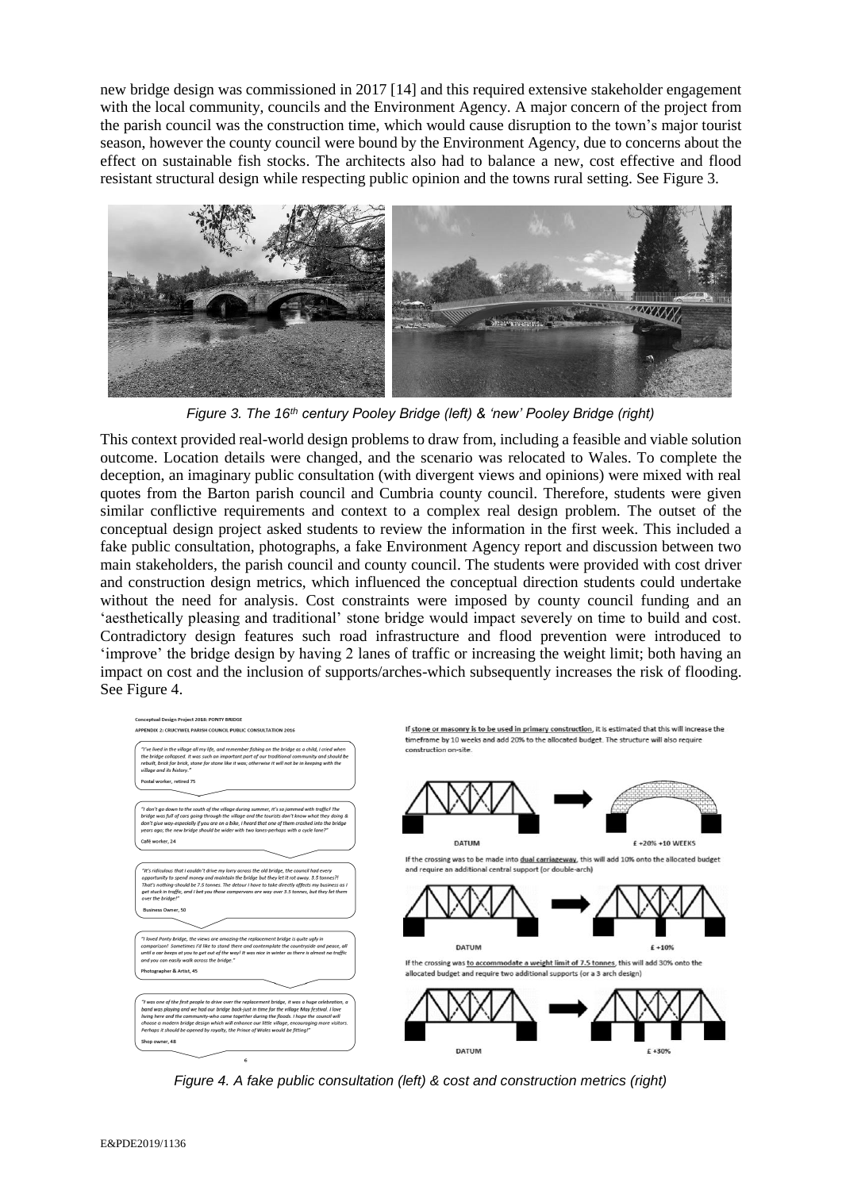new bridge design was commissioned in 2017 [14] and this required extensive stakeholder engagement with the local community, councils and the Environment Agency. A major concern of the project from the parish council was the construction time, which would cause disruption to the town's major tourist season, however the county council were bound by the Environment Agency, due to concerns about the effect on sustainable fish stocks. The architects also had to balance a new, cost effective and flood resistant structural design while respecting public opinion and the towns rural setting. See Figure 3.

*Figure 3. The 16th century Pooley Bridge (left) & 'new' Pooley Bridge (right)*

This context provided real-world design problems to draw from, including a feasible and viable solution outcome. Location details were changed, and the scenario was relocated to Wales. To complete the deception, an imaginary public consultation (with divergent views and opinions) were mixed with real quotes from the Barton parish council and Cumbria county council. Therefore, students were given similar conflictive requirements and context to a complex real design problem. The outset of the conceptual design project asked students to review the information in the first week. This included a fake public consultation, photographs, a fake Environment Agency report and discussion between two main stakeholders, the parish council and county council. The students were provided with cost driver and construction design metrics, which influenced the conceptual direction students could undertake without the need for analysis. Cost constraints were imposed by county council funding and an 'aesthetically pleasing and traditional' stone bridge would impact severely on time to build and cost. Contradictory design features such road infrastructure and flood prevention were introduced to 'improve' the bridge design by having 2 lanes of traffic or increasing the weight limit; both having an impact on cost and the inclusion of supports/arches-which subsequently increases the risk of flooding. See Figure 4.

*Figure 4. A fake public consultation (left) & cost and construction metrics (right)*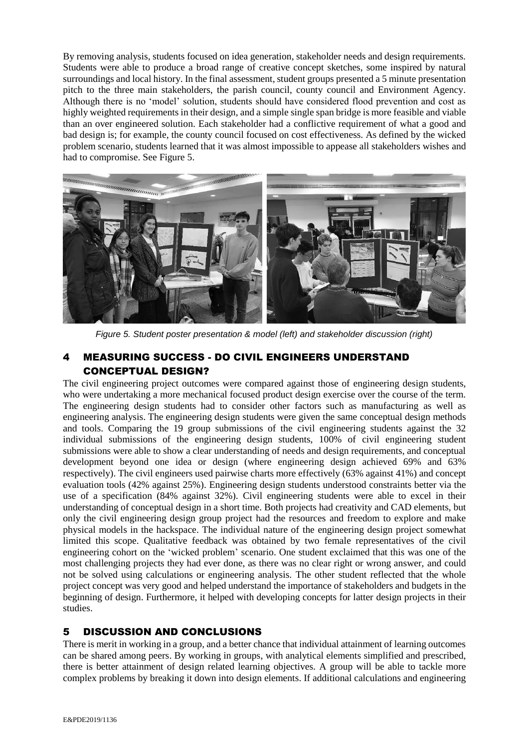By removing analysis, students focused on idea generation, stakeholder needs and design requirements. Students were able to produce a broad range of creative concept sketches, some inspired by natural surroundings and local history. In the final assessment, student groups presented a 5 minute presentation pitch to the three main stakeholders, the parish council, county council and Environment Agency. Although there is no 'model' solution, students should have considered flood prevention and cost as highly weighted requirements in their design, and a simple single span bridge is more feasible and viable than an over engineered solution. Each stakeholder had a conflictive requirement of what a good and bad design is; for example, the county council focused on cost effectiveness. As defined by the wicked problem scenario, students learned that it was almost impossible to appease all stakeholders wishes and had to compromise. See Figure 5.

*Figure 5. Student poster presentation & model (left) and stakeholder discussion (right)*

## 4 MEASURING SUCCESS - DO CIVIL ENGINEERS UNDERSTAND CONCEPTUAL DESIGN?

The civil engineering project outcomes were compared against those of engineering design students, who were undertaking a more mechanical focused product design exercise over the course of the term. The engineering design students had to consider other factors such as manufacturing as well as engineering analysis. The engineering design students were given the same conceptual design methods and tools. Comparing the 19 group submissions of the civil engineering students against the 32 individual submissions of the engineering design students, 100% of civil engineering student submissions were able to show a clear understanding of needs and design requirements, and conceptual development beyond one idea or design (where engineering design achieved 69% and 63% respectively). The civil engineers used pairwise charts more effectively (63% against 41%) and concept evaluation tools (42% against 25%). Engineering design students understood constraints better via the use of a specification (84% against 32%). Civil engineering students were able to excel in their understanding of conceptual design in a short time. Both projects had creativity and CAD elements, but only the civil engineering design group project had the resources and freedom to explore and make physical models in the hackspace. The individual nature of the engineering design project somewhat limited this scope. Qualitative feedback was obtained by two female representatives of the civil engineering cohort on the 'wicked problem' scenario. One student exclaimed that this was one of the most challenging projects they had ever done, as there was no clear right or wrong answer, and could not be solved using calculations or engineering analysis. The other student reflected that the whole project concept was very good and helped understand the importance of stakeholders and budgets in the beginning of design. Furthermore, it helped with developing concepts for latter design projects in their studies.

## 5 DISCUSSION AND CONCLUSIONS

There is merit in working in a group, and a better chance that individual attainment of learning outcomes can be shared among peers. By working in groups, with analytical elements simplified and prescribed, there is better attainment of design related learning objectives. A group will be able to tackle more complex problems by breaking it down into design elements. If additional calculations and engineering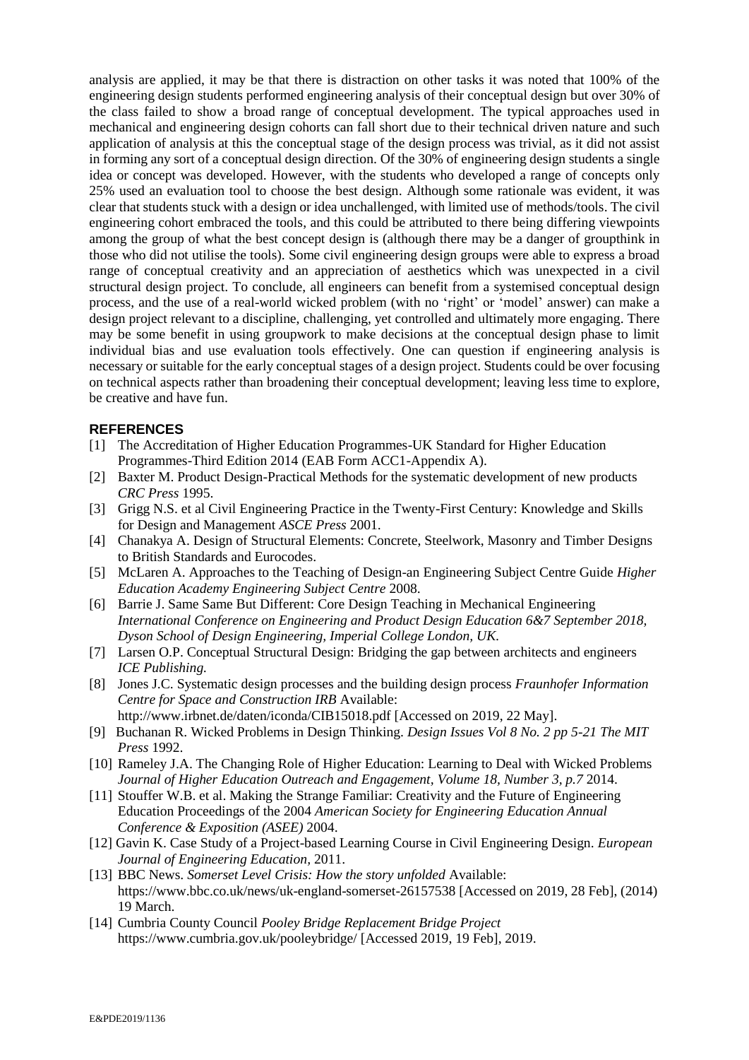analysis are applied, it may be that there is distraction on other tasks it was noted that 100% of the engineering design students performed engineering analysis of their conceptual design but over 30% of the class failed to show a broad range of conceptual development. The typical approaches used in mechanical and engineering design cohorts can fall short due to their technical driven nature and such application of analysis at this the conceptual stage of the design process was trivial, as it did not assist in forming any sort of a conceptual design direction. Of the 30% of engineering design students a single idea or concept was developed. However, with the students who developed a range of concepts only 25% used an evaluation tool to choose the best design. Although some rationale was evident, it was clear that students stuck with a design or idea unchallenged, with limited use of methods/tools. The civil engineering cohort embraced the tools, and this could be attributed to there being differing viewpoints among the group of what the best concept design is (although there may be a danger of groupthink in those who did not utilise the tools). Some civil engineering design groups were able to express a broad range of conceptual creativity and an appreciation of aesthetics which was unexpected in a civil structural design project. To conclude, all engineers can benefit from a systemised conceptual design process, and the use of a real-world wicked problem (with no 'right' or 'model' answer) can make a design project relevant to a discipline, challenging, yet controlled and ultimately more engaging. There may be some benefit in using groupwork to make decisions at the conceptual design phase to limit individual bias and use evaluation tools effectively. One can question if engineering analysis is necessary or suitable for the early conceptual stages of a design project. Students could be over focusing on technical aspects rather than broadening their conceptual development; leaving less time to explore, be creative and have fun.

## REFERENCES

[1] The Accreditation of Higher Education Programmes-UK Standard for Higher Education Programmes-Third Edition 2014 (EAB Form ACC1-Appendix A).

[2] Baxter M. Product Design-Practical Methods for the systematic development of new products *CRC Press* 1995.

[3] Grigg N.S. et al Civil Engineering Practice in the Twenty-First Century: Knowledge and Skills for Design and Management *ASCE Press* 2001.

[4] Chanakya A. Design of Structural Elements: Concrete, Steelwork, Masonry and Timber Designs to British Standards and Eurocodes.

[5] McLaren A. Approaches to the Teaching of Design-an Engineering Subject Centre Guide *Higher Education Academy Engineering Subject Centre* 2008.

[6] Barrie J. Same Same But Different: Core Design Teaching in Mechanical Engineering *International Conference on Engineering and Product Design Education 6&7 September 2018, Dyson School of Design Engineering, Imperial College London, UK.*

[7] Larsen O.P. Conceptual Structural Design: Bridging the gap between architects and engineers *ICE Publishing.*

[8] Jones J.C. Systematic design processes and the building design process *Fraunhofer Information Centre for Space and Construction IRB* Available: http://www.irbnet.de/daten/iconda/CIB15018.pdf [Accessed on 2019, 22 May].

[9] Buchanan R. Wicked Problems in Design Thinking. *Design Issues Vol 8 No. 2 pp 5-21 The MIT Press* 1992.

[10] Rameley J.A. The Changing Role of Higher Education: Learning to Deal with Wicked Problems *Journal of Higher Education Outreach and Engagement, Volume 18, Number 3, p.7* 2014.

[11] Stouffer W.B. et al. Making the Strange Familiar: Creativity and the Future of Engineering Education Proceedings of the 2004 *American Society for Engineering Education Annual Conference & Exposition (ASEE)* 2004.

[12] Gavin K. Case Study of a Project-based Learning Course in Civil Engineering Design. *European Journal of Engineering Education,* 2011.

[13] BBC News. *Somerset Level Crisis: How the story unfolded* Available: https://www.bbc.co.uk/news/uk-england-somerset-26157538 [Accessed on 2019, 28 Feb], (2014) 19 March.

[14] Cumbria County Council *Pooley Bridge Replacement Bridge Project* https://www.cumbria.gov.uk/pooleybridge/ [Accessed 2019, 19 Feb], 2019.